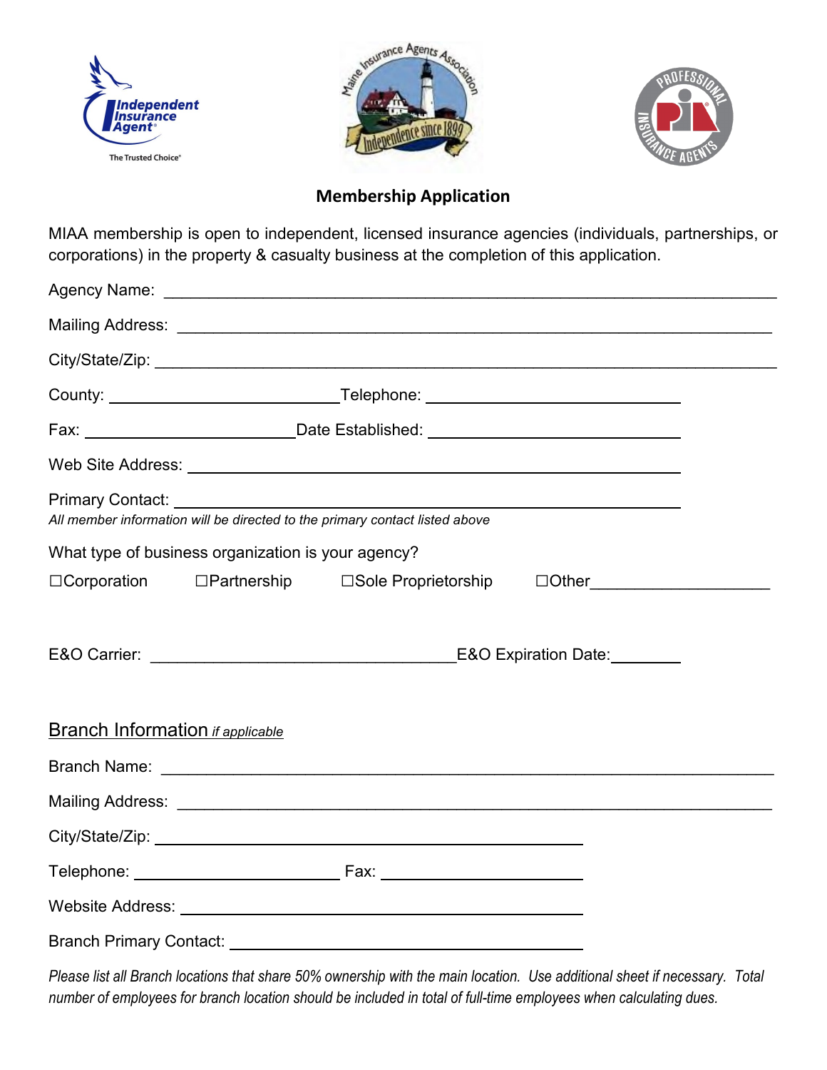# Membership Application

MIAA membership is open to independent, licensed insurance agencies (individuals, partnerships, or corporations) in the property & casualty business at the completion of this application.

Agency Name: ___________________________________________________________________

Mailing Address: ________________________________________________________________

City/State/Zip: __________________________________________________________________

County: ___________________________ Telephone: ______________________________

Fax: _________________________ Date Established: _____________________________

Web Site Address: ______________________________________________________

Primary Contact: ________________________________________________________

*All member information will be directed to the primary contact listed above*

What type of business organization is your agency?

☐Corporation ☐Partnership ☐Sole Proprietorship ☐Other____________________

E&O Carrier: ____________________________________ E&O Expiration Date:________

## Branch Information *if applicable*

Branch Name: ___________________________________________________________________

Mailing Address: ________________________________________________________________

City/State/Zip: ______________________________________________

Telephone: _________________________ Fax: ________________________

Website Address: ____________________________________________

Branch Primary Contact: ______________________________________

*Please list all Branch locations that share 50% ownership with the main location. Use additional sheet if necessary. Total number of employees for branch location should be included in total of full-time employees when calculating dues.*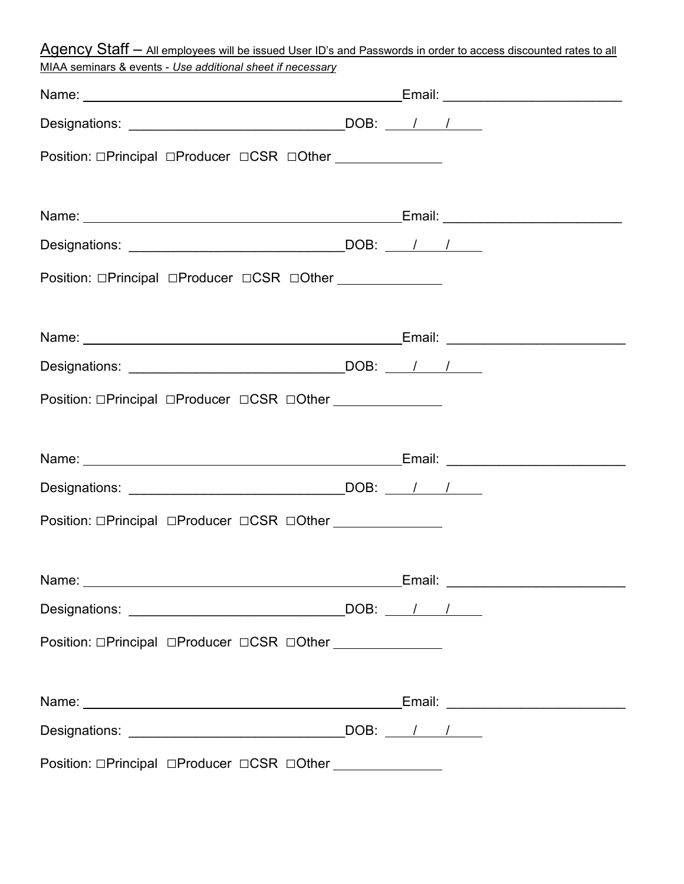Agency Staff – All employees will be issued User ID's and Passwords in order to access discounted rates to all MIAA seminars & events - *Use additional sheet if necessary*

Name: ____________________________________________ Email: ________________________

Designations: ____________________________ DOB: ____/____/____

Position: ☐Principal ☐Producer ☐CSR ☐Other ______________

Name: ____________________________________________ Email: ________________________

Designations: ____________________________ DOB: ____/____/____

Position: ☐Principal ☐Producer ☐CSR ☐Other ______________

Name: ____________________________________________ Email: ________________________

Designations: ____________________________ DOB: ____/____/____

Position: ☐Principal ☐Producer ☐CSR ☐Other ______________

Name: ____________________________________________ Email: ________________________

Designations: ____________________________ DOB: ____/____/____

Position: ☐Principal ☐Producer ☐CSR ☐Other ______________

Name: ____________________________________________ Email: ________________________

Designations: ____________________________ DOB: ____/____/____

Position: ☐Principal ☐Producer ☐CSR ☐Other ______________

Name: ____________________________________________ Email: ________________________

Designations: ____________________________ DOB: ____/____/____

Position: ☐Principal ☐Producer ☐CSR ☐Other ______________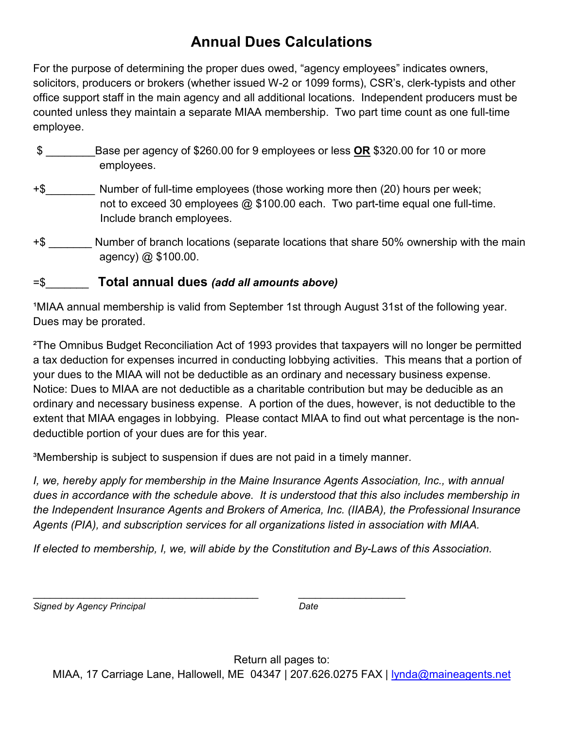# Annual Dues Calculations

For the purpose of determining the proper dues owed, "agency employees" indicates owners, solicitors, producers or brokers (whether issued W-2 or 1099 forms), CSR's, clerk-typists and other office support staff in the main agency and all additional locations. Independent producers must be counted unless they maintain a separate MIAA membership. Two part time count as one full-time employee.

$ ________Base per agency of $260.00 for 9 employees or less **OR** $320.00 for 10 or more employees.

+$________ Number of full-time employees (those working more then (20) hours per week; not to exceed 30 employees @ $100.00 each. Two part-time equal one full-time. Include branch employees.

+$ _______ Number of branch locations (separate locations that share 50% ownership with the main agency) @ $100.00.

=$_______ **Total annual dues** ***(add all amounts above)***

[1]MIAA annual membership is valid from September 1st through August 31st of the following year. Dues may be prorated.

[2]The Omnibus Budget Reconciliation Act of 1993 provides that taxpayers will no longer be permitted a tax deduction for expenses incurred in conducting lobbying activities. This means that a portion of your dues to the MIAA will not be deductible as an ordinary and necessary business expense. Notice: Dues to MIAA are not deductible as a charitable contribution but may be deducible as an ordinary and necessary business expense. A portion of the dues, however, is not deductible to the extent that MIAA engages in lobbying. Please contact MIAA to find out what percentage is the non-deductible portion of your dues are for this year.

[3]Membership is subject to suspension if dues are not paid in a timely manner.

*I, we, hereby apply for membership in the Maine Insurance Agents Association, Inc., with annual dues in accordance with the schedule above. It is understood that this also includes membership in the Independent Insurance Agents and Brokers of America, Inc. (IIABA), the Professional Insurance Agents (PIA), and subscription services for all organizations listed in association with MIAA.*

*If elected to membership, I, we, will abide by the Constitution and By-Laws of this Association.*

________________________________________ ____________________

*Signed by Agency Principal* *Date*

Return all pages to:
MIAA, 17 Carriage Lane, Hallowell, ME 04347 | 207.626.0275 FAX | lynda@maineagents.net